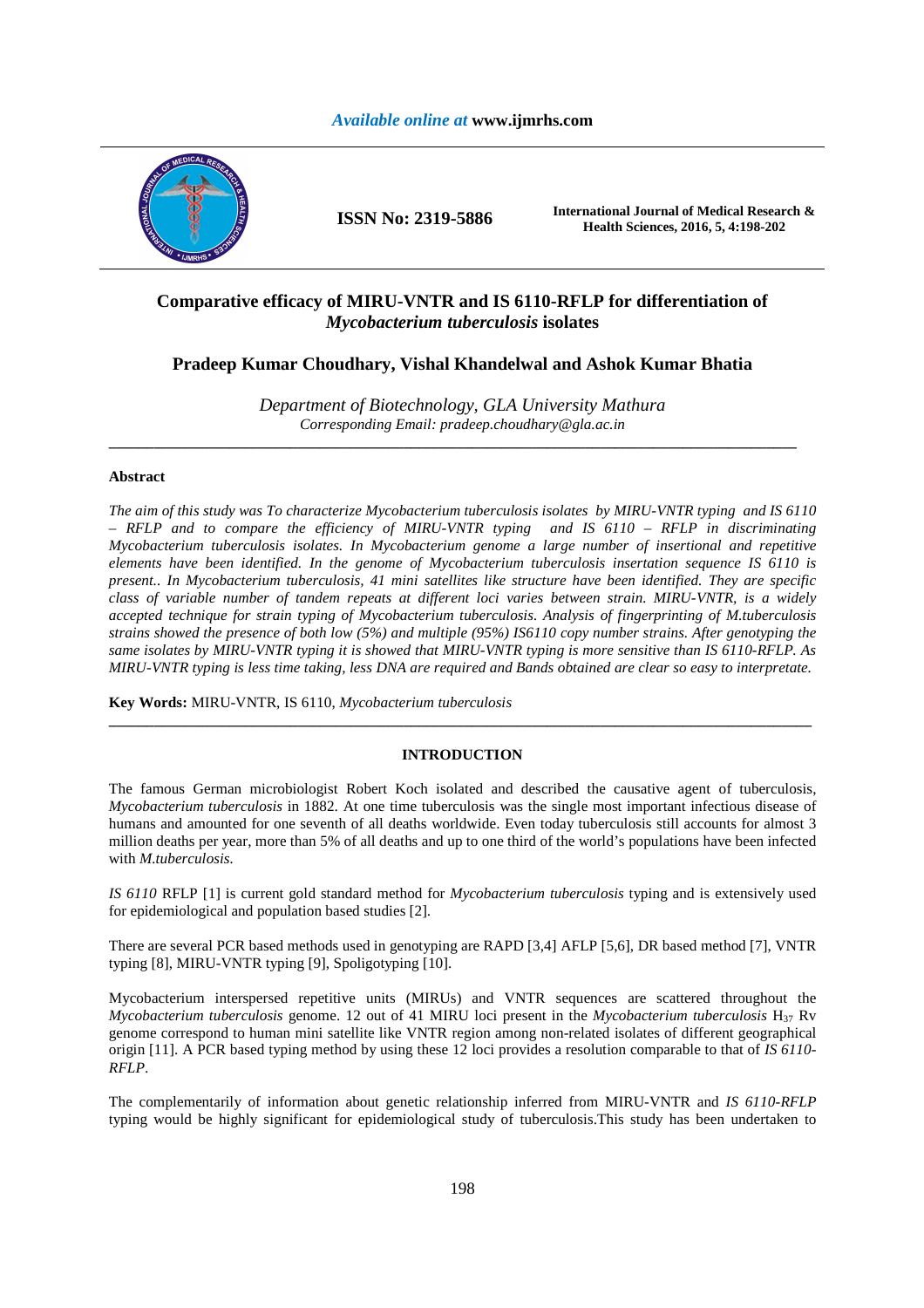# Comparative efficacy of MIRU-VNTR and IS 6110-RFLP for differentiation of *Mycobacterium tuberculosis* isolates

**Pradeep Kumar Choudhary, Vishal Khandelwal and Ashok Kumar Bhatia**

*Department of Biotechnology, GLA University Mathura*
*Corresponding Email: pradeep.choudhary@gla.ac.in*

---

### Abstract

*The aim of this study was To characterize Mycobacterium tuberculosis isolates by MIRU-VNTR typing and IS 6110 – RFLP and to compare the efficiency of MIRU-VNTR typing and IS 6110 – RFLP in discriminating Mycobacterium tuberculosis isolates. In Mycobacterium genome a large number of insertional and repetitive elements have been identified. In the genome of Mycobacterium tuberculosis insertation sequence IS 6110 is present.. In Mycobacterium tuberculosis, 41 mini satellites like structure have been identified. They are specific class of variable number of tandem repeats at different loci varies between strain. MIRU-VNTR, is a widely accepted technique for strain typing of Mycobacterium tuberculosis. Analysis of fingerprinting of M.tuberculosis strains showed the presence of both low (5%) and multiple (95%) IS6110 copy number strains. After genotyping the same isolates by MIRU-VNTR typing it is showed that MIRU-VNTR typing is more sensitive than IS 6110-RFLP. As MIRU-VNTR typing is less time taking, less DNA are required and Bands obtained are clear so easy to interpretate.*

**Key Words:** MIRU-VNTR, IS 6110, *Mycobacterium tuberculosis*

---

## INTRODUCTION

The famous German microbiologist Robert Koch isolated and described the causative agent of tuberculosis, *Mycobacterium tuberculosis* in 1882. At one time tuberculosis was the single most important infectious disease of humans and amounted for one seventh of all deaths worldwide. Even today tuberculosis still accounts for almost 3 million deaths per year, more than 5% of all deaths and up to one third of the world's populations have been infected with *M.tuberculosis.*

*IS 6110* RFLP [1] is current gold standard method for *Mycobacterium tuberculosis* typing and is extensively used for epidemiological and population based studies [2].

There are several PCR based methods used in genotyping are RAPD [3,4] AFLP [5,6], DR based method [7], VNTR typing [8], MIRU-VNTR typing [9], Spoligotyping [10].

Mycobacterium interspersed repetitive units (MIRUs) and VNTR sequences are scattered throughout the *Mycobacterium tuberculosis* genome. 12 out of 41 MIRU loci present in the *Mycobacterium tuberculosis* $H_{37}$ Rv genome correspond to human mini satellite like VNTR region among non-related isolates of different geographical origin [11]. A PCR based typing method by using these 12 loci provides a resolution comparable to that of *IS 6110-RFLP*.

The complementarily of information about genetic relationship inferred from MIRU-VNTR and *IS 6110-RFLP* typing would be highly significant for epidemiological study of tuberculosis.This study has been undertaken to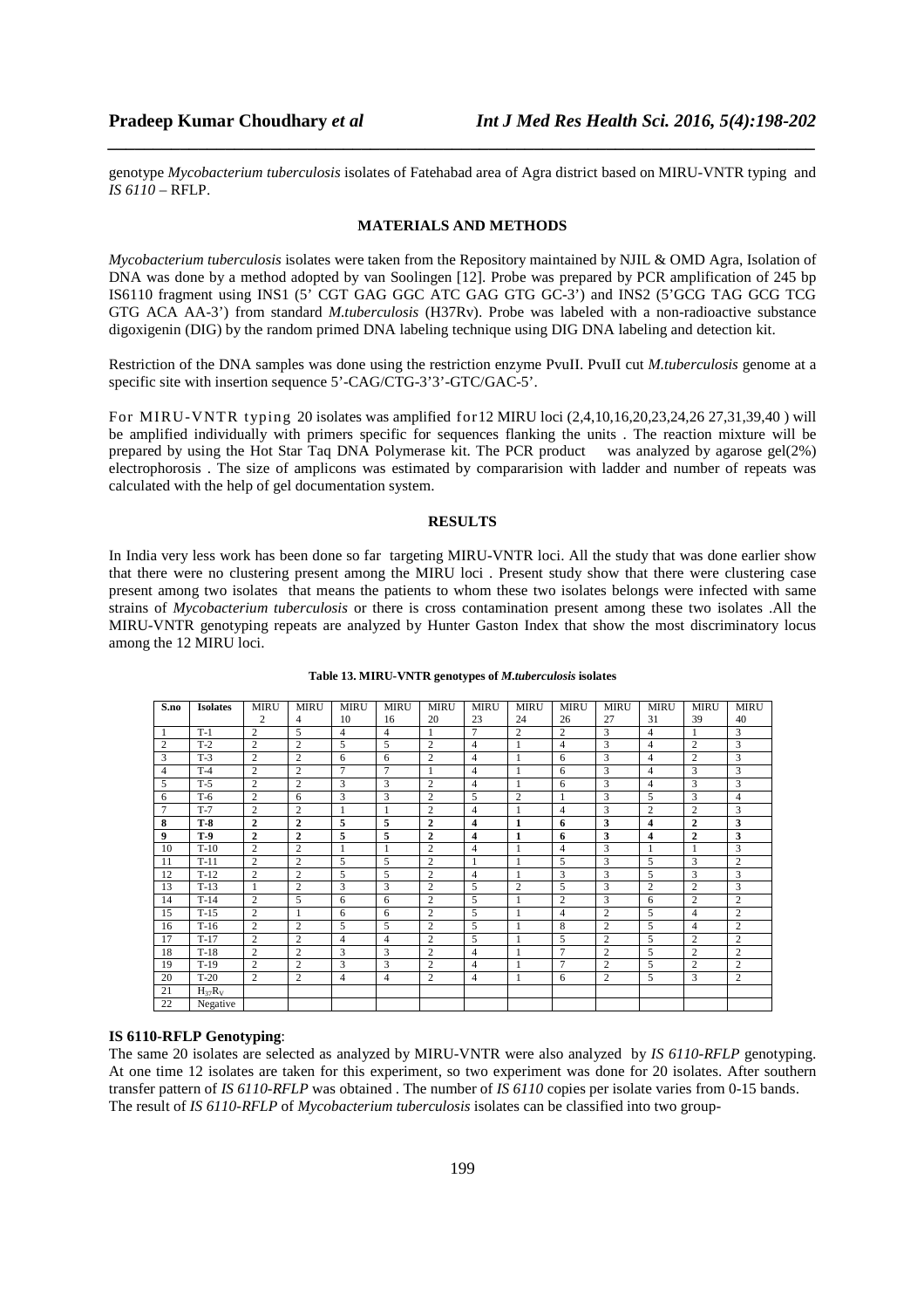genotype *Mycobacterium tuberculosis* isolates of Fatehabad area of Agra district based on MIRU-VNTR typing and *IS 6110* – RFLP.

## MATERIALS AND METHODS

*Mycobacterium tuberculosis* isolates were taken from the Repository maintained by NJIL & OMD Agra, Isolation of DNA was done by a method adopted by van Soolingen [12]. Probe was prepared by PCR amplification of 245 bp IS6110 fragment using INS1 (5' CGT GAG GGC ATC GAG GTG GC-3') and INS2 (5'GCG TAG GCG TCG GTG ACA AA-3') from standard *M.tuberculosis* (H37Rv). Probe was labeled with a non-radioactive substance digoxigenin (DIG) by the random primed DNA labeling technique using DIG DNA labeling and detection kit.

Restriction of the DNA samples was done using the restriction enzyme PvuII. PvuII cut *M.tuberculosis* genome at a specific site with insertion sequence 5'-CAG/CTG-3'3'-GTC/GAC-5'.

For MIRU-VNTR typing 20 isolates was amplified for12 MIRU loci (2,4,10,16,20,23,24,26 27,31,39,40 ) will be amplified individually with primers specific for sequences flanking the units . The reaction mixture will be prepared by using the Hot Star Taq DNA Polymerase kit. The PCR product was analyzed by agarose gel(2%) electrophorosis . The size of amplicons was estimated by compararision with ladder and number of repeats was calculated with the help of gel documentation system.

## RESULTS

In India very less work has been done so far targeting MIRU-VNTR loci. All the study that was done earlier show that there were no clustering present among the MIRU loci . Present study show that there were clustering case present among two isolates that means the patients to whom these two isolates belongs were infected with same strains of *Mycobacterium tuberculosis* or there is cross contamination present among these two isolates .All the MIRU-VNTR genotyping repeats are analyzed by Hunter Gaston Index that show the most discriminatory locus among the 12 MIRU loci.

**Table 13. MIRU-VNTR genotypes of *M.tuberculosis* isolates**

| S.no | Isolates | MIRU 2 | MIRU 4 | MIRU 10 | MIRU 16 | MIRU 20 | MIRU 23 | MIRU 24 | MIRU 26 | MIRU 27 | MIRU 31 | MIRU 39 | MIRU 40 |
|---|---|---|---|---|---|---|---|---|---|---|---|---|---|
| 1 | T-1 | 2 | 5 | 4 | 4 | 1 | 7 | 2 | 2 | 3 | 4 | 1 | 3 |
| 2 | T-2 | 2 | 2 | 5 | 5 | 2 | 4 | 1 | 4 | 3 | 4 | 2 | 3 |
| 3 | T-3 | 2 | 2 | 6 | 6 | 2 | 4 | 1 | 6 | 3 | 4 | 2 | 3 |
| 4 | T-4 | 2 | 2 | 7 | 7 | 1 | 4 | 1 | 6 | 3 | 4 | 3 | 3 |
| 5 | T-5 | 2 | 2 | 3 | 3 | 2 | 4 | 1 | 6 | 3 | 4 | 3 | 3 |
| 6 | T-6 | 2 | 6 | 3 | 3 | 2 | 5 | 2 | 1 | 3 | 5 | 3 | 4 |
| 7 | T-7 | 2 | 2 | 1 | 1 | 2 | 4 | 1 | 4 | 3 | 2 | 2 | 3 |
| **8** | **T-8** | **2** | **2** | **5** | **5** | **2** | **4** | **1** | **6** | **3** | **4** | **2** | **3** |
| **9** | **T-9** | **2** | **2** | **5** | **5** | **2** | **4** | **1** | **6** | **3** | **4** | **2** | **3** |
| 10 | T-10 | 2 | 2 | 1 | 1 | 2 | 4 | 1 | 4 | 3 | 1 | 1 | 3 |
| 11 | T-11 | 2 | 2 | 5 | 5 | 2 | 1 | 1 | 5 | 3 | 5 | 3 | 2 |
| 12 | T-12 | 2 | 2 | 5 | 5 | 2 | 4 | 1 | 3 | 3 | 5 | 3 | 3 |
| 13 | T-13 | 1 | 2 | 3 | 3 | 2 | 5 | 2 | 5 | 3 | 2 | 2 | 3 |
| 14 | T-14 | 2 | 5 | 6 | 6 | 2 | 5 | 1 | 2 | 3 | 6 | 2 | 2 |
| 15 | T-15 | 2 | 1 | 6 | 6 | 2 | 5 | 1 | 4 | 2 | 5 | 4 | 2 |
| 16 | T-16 | 2 | 2 | 5 | 5 | 2 | 5 | 1 | 8 | 2 | 5 | 4 | 2 |
| 17 | T-17 | 2 | 2 | 4 | 4 | 2 | 5 | 1 | 5 | 2 | 5 | 2 | 2 |
| 18 | T-18 | 2 | 2 | 3 | 3 | 2 | 4 | 1 | 7 | 2 | 5 | 2 | 2 |
| 19 | T-19 | 2 | 2 | 3 | 3 | 2 | 4 | 1 | 7 | 2 | 5 | 2 | 2 |
| 20 | T-20 | 2 | 2 | 4 | 4 | 2 | 4 | 1 | 6 | 2 | 5 | 3 | 2 |
| 21 | $H_{37}R_V$ | | | | | | | | | | | | |
| 22 | Negative | | | | | | | | | | | | |

**IS 6110-RFLP Genotyping**:

The same 20 isolates are selected as analyzed by MIRU-VNTR were also analyzed by *IS 6110-RFLP* genotyping. At one time 12 isolates are taken for this experiment, so two experiment was done for 20 isolates. After southern transfer pattern of *IS 6110-RFLP* was obtained . The number of *IS 6110* copies per isolate varies from 0-15 bands. The result of *IS 6110-RFLP* of *Mycobacterium tuberculosis* isolates can be classified into two group-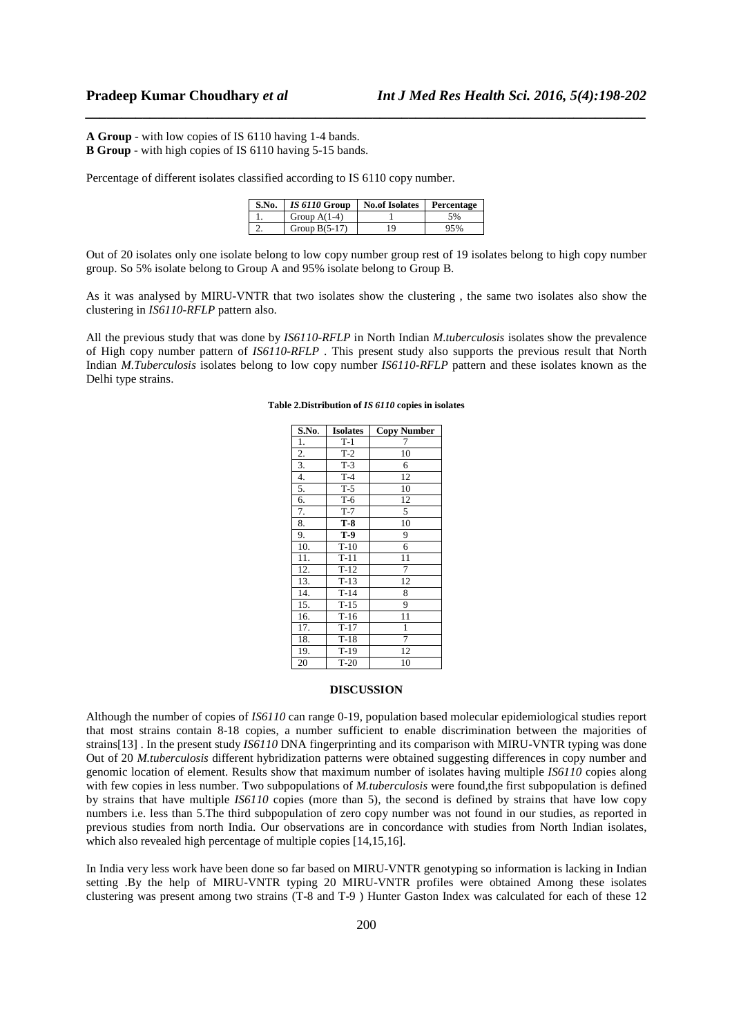**A Group** - with low copies of IS 6110 having 1-4 bands.
**B Group** - with high copies of IS 6110 having 5-15 bands.

Percentage of different isolates classified according to IS 6110 copy number.

| S.No. | *IS 6110* Group | No.of Isolates | Percentage |
|---|---|---|---|
| 1. | Group A(1-4) | 1 | 5% |
| 2. | Group B(5-17) | 19 | 95% |

Out of 20 isolates only one isolate belong to low copy number group rest of 19 isolates belong to high copy number group. So 5% isolate belong to Group A and 95% isolate belong to Group B.

As it was analysed by MIRU-VNTR that two isolates show the clustering , the same two isolates also show the clustering in *IS6110-RFLP* pattern also.

All the previous study that was done by *IS6110-RFLP* in North Indian *M.tuberculosis* isolates show the prevalence of High copy number pattern of *IS6110-RFLP* . This present study also supports the previous result that North Indian *M.Tuberculosis* isolates belong to low copy number *IS6110-RFLP* pattern and these isolates known as the Delhi type strains.

**Table 2.Distribution of *IS 6110* copies in isolates**

| S.No. | Isolates | Copy Number |
|---|---|---|
| 1. | T-1 | 7 |
| 2. | T-2 | 10 |
| 3. | T-3 | 6 |
| 4. | T-4 | 12 |
| 5. | T-5 | 10 |
| 6. | T-6 | 12 |
| 7. | T-7 | 5 |
| 8. | **T-8** | 10 |
| 9. | **T-9** | 9 |
| 10. | T-10 | 6 |
| 11. | T-11 | 11 |
| 12. | T-12 | 7 |
| 13. | T-13 | 12 |
| 14. | T-14 | 8 |
| 15. | T-15 | 9 |
| 16. | T-16 | 11 |
| 17. | T-17 | 1 |
| 18. | T-18 | 7 |
| 19. | T-19 | 12 |
| 20 | T-20 | 10 |

## DISCUSSION

Although the number of copies of *IS6110* can range 0-19, population based molecular epidemiological studies report that most strains contain 8-18 copies, a number sufficient to enable discrimination between the majorities of strains[13] . In the present study *IS6110* DNA fingerprinting and its comparison with MIRU-VNTR typing was done Out of 20 *M.tuberculosis* different hybridization patterns were obtained suggesting differences in copy number and genomic location of element. Results show that maximum number of isolates having multiple *IS6110* copies along with few copies in less number. Two subpopulations of *M.tuberculosis* were found,the first subpopulation is defined by strains that have multiple *IS6110* copies (more than 5), the second is defined by strains that have low copy numbers i.e. less than 5.The third subpopulation of zero copy number was not found in our studies, as reported in previous studies from north India. Our observations are in concordance with studies from North Indian isolates, which also revealed high percentage of multiple copies [14,15,16].

In India very less work have been done so far based on MIRU-VNTR genotyping so information is lacking in Indian setting .By the help of MIRU-VNTR typing 20 MIRU-VNTR profiles were obtained Among these isolates clustering was present among two strains (T-8 and T-9 ) Hunter Gaston Index was calculated for each of these 12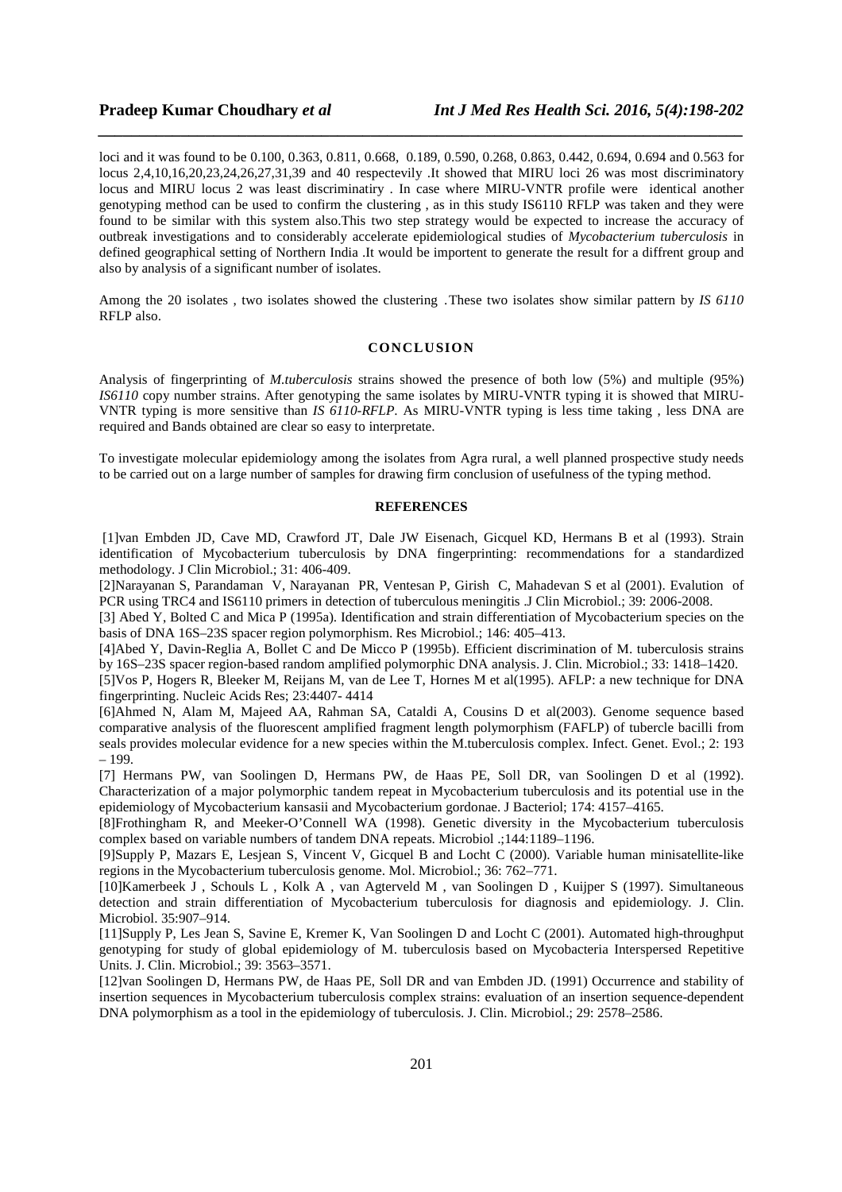loci and it was found to be 0.100, 0.363, 0.811, 0.668, 0.189, 0.590, 0.268, 0.863, 0.442, 0.694, 0.694 and 0.563 for locus 2,4,10,16,20,23,24,26,27,31,39 and 40 respectevily .It showed that MIRU loci 26 was most discriminatory locus and MIRU locus 2 was least discriminatiry . In case where MIRU-VNTR profile were identical another genotyping method can be used to confirm the clustering , as in this study IS6110 RFLP was taken and they were found to be similar with this system also.This two step strategy would be expected to increase the accuracy of outbreak investigations and to considerably accelerate epidemiological studies of *Mycobacterium tuberculosis* in defined geographical setting of Northern India .It would be importent to generate the result for a diffrent group and also by analysis of a significant number of isolates.

Among the 20 isolates , two isolates showed the clustering .These two isolates show similar pattern by *IS 6110* RFLP also.

## CONCLUSION

Analysis of fingerprinting of *M.tuberculosis* strains showed the presence of both low (5%) and multiple (95%) *IS6110* copy number strains. After genotyping the same isolates by MIRU-VNTR typing it is showed that MIRU-VNTR typing is more sensitive than *IS 6110-RFLP*. As MIRU-VNTR typing is less time taking , less DNA are required and Bands obtained are clear so easy to interpretate.

To investigate molecular epidemiology among the isolates from Agra rural, a well planned prospective study needs to be carried out on a large number of samples for drawing firm conclusion of usefulness of the typing method.

## REFERENCES

[1]van Embden JD, Cave MD, Crawford JT, Dale JW Eisenach, Gicquel KD, Hermans B et al (1993). Strain identification of Mycobacterium tuberculosis by DNA fingerprinting: recommendations for a standardized methodology. J Clin Microbiol.; 31: 406-409.

[2]Narayanan S, Parandaman V, Narayanan PR, Ventesan P, Girish C, Mahadevan S et al (2001). Evalution of PCR using TRC4 and IS6110 primers in detection of tuberculous meningitis .J Clin Microbiol.; 39: 2006-2008.

[3] Abed Y, Bolted C and Mica P (1995a). Identification and strain differentiation of Mycobacterium species on the basis of DNA 16S–23S spacer region polymorphism. Res Microbiol.; 146: 405–413.

[4]Abed Y, Davin-Reglia A, Bollet C and De Micco P (1995b). Efficient discrimination of M. tuberculosis strains by 16S–23S spacer region-based random amplified polymorphic DNA analysis. J. Clin. Microbiol.; 33: 1418–1420.

[5]Vos P, Hogers R, Bleeker M, Reijans M, van de Lee T, Hornes M et al(1995). AFLP: a new technique for DNA fingerprinting. Nucleic Acids Res; 23:4407- 4414

[6]Ahmed N, Alam M, Majeed AA, Rahman SA, Cataldi A, Cousins D et al(2003). Genome sequence based comparative analysis of the fluorescent amplified fragment length polymorphism (FAFLP) of tubercle bacilli from seals provides molecular evidence for a new species within the M.tuberculosis complex. Infect. Genet. Evol.; 2: 193 – 199.

[7] Hermans PW, van Soolingen D, Hermans PW, de Haas PE, Soll DR, van Soolingen D et al (1992). Characterization of a major polymorphic tandem repeat in Mycobacterium tuberculosis and its potential use in the epidemiology of Mycobacterium kansasii and Mycobacterium gordonae. J Bacteriol; 174: 4157–4165.

[8]Frothingham R, and Meeker-O'Connell WA (1998). Genetic diversity in the Mycobacterium tuberculosis complex based on variable numbers of tandem DNA repeats. Microbiol .;144:1189–1196.

[9]Supply P, Mazars E, Lesjean S, Vincent V, Gicquel B and Locht C (2000). Variable human minisatellite-like regions in the Mycobacterium tuberculosis genome. Mol. Microbiol.; 36: 762–771.

[10]Kamerbeek J , Schouls L , Kolk A , van Agterveld M , van Soolingen D , Kuijper S (1997). Simultaneous detection and strain differentiation of Mycobacterium tuberculosis for diagnosis and epidemiology. J. Clin. Microbiol. 35:907–914.

[11]Supply P, Les Jean S, Savine E, Kremer K, Van Soolingen D and Locht C (2001). Automated high-throughput genotyping for study of global epidemiology of M. tuberculosis based on Mycobacteria Interspersed Repetitive Units. J. Clin. Microbiol.; 39: 3563–3571.

[12]van Soolingen D, Hermans PW, de Haas PE, Soll DR and van Embden JD. (1991) Occurrence and stability of insertion sequences in Mycobacterium tuberculosis complex strains: evaluation of an insertion sequence-dependent DNA polymorphism as a tool in the epidemiology of tuberculosis. J. Clin. Microbiol.; 29: 2578–2586.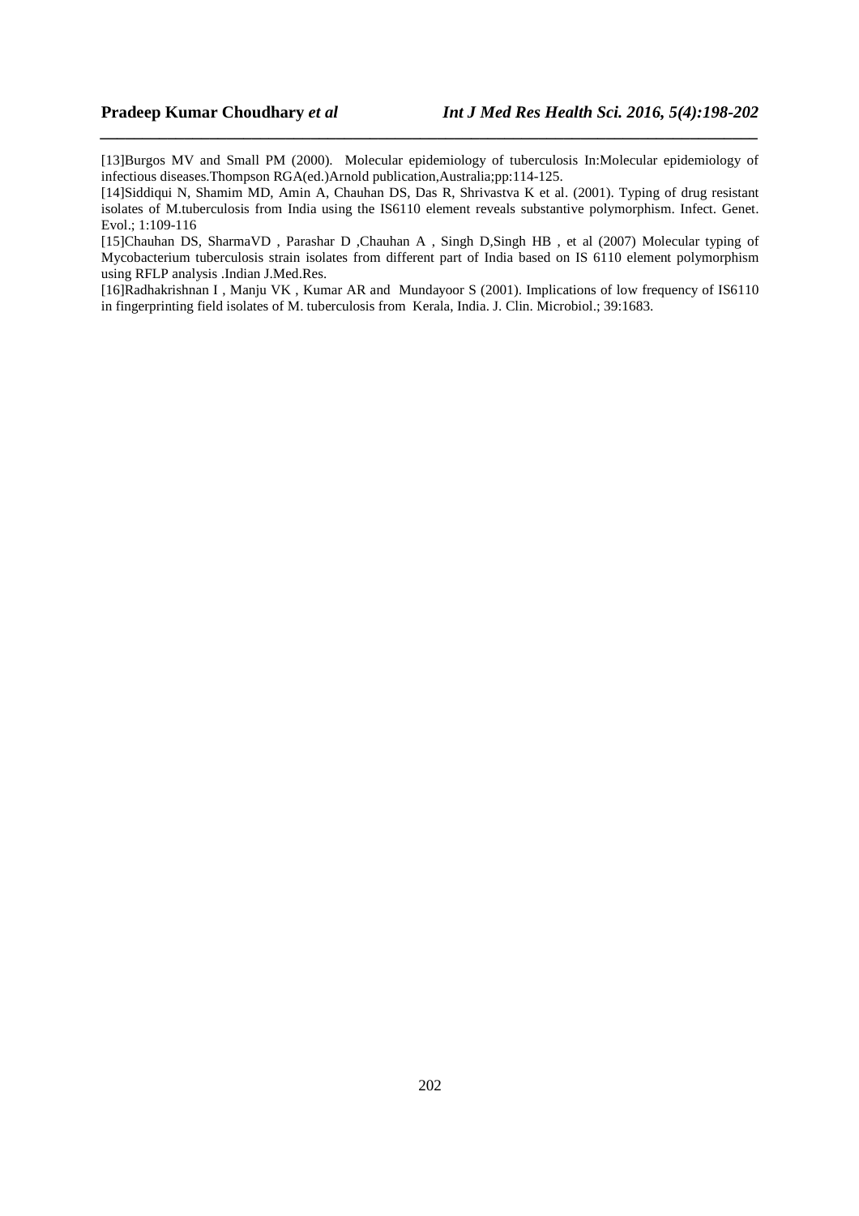[13]Burgos MV and Small PM (2000). Molecular epidemiology of tuberculosis In:Molecular epidemiology of infectious diseases.Thompson RGA(ed.)Arnold publication,Australia;pp:114-125.

[14]Siddiqui N, Shamim MD, Amin A, Chauhan DS, Das R, Shrivastva K et al. (2001). Typing of drug resistant isolates of M.tuberculosis from India using the IS6110 element reveals substantive polymorphism. Infect. Genet. Evol.; 1:109-116

[15]Chauhan DS, SharmaVD , Parashar D ,Chauhan A , Singh D,Singh HB , et al (2007) Molecular typing of Mycobacterium tuberculosis strain isolates from different part of India based on IS 6110 element polymorphism using RFLP analysis .Indian J.Med.Res.

[16]Radhakrishnan I , Manju VK , Kumar AR and Mundayoor S (2001). Implications of low frequency of IS6110 in fingerprinting field isolates of M. tuberculosis from Kerala, India. J. Clin. Microbiol.; 39:1683.